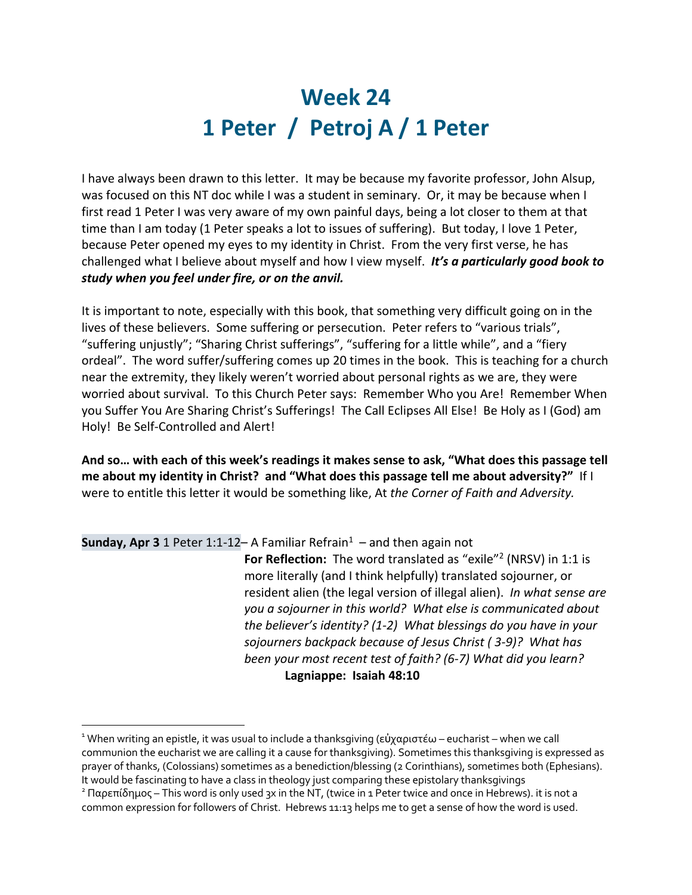# Week 24
# 1 Peter / Petroj A / 1 Peter

I have always been drawn to this letter. It may be because my favorite professor, John Alsup, was focused on this NT doc while I was a student in seminary. Or, it may be because when I first read 1 Peter I was very aware of my own painful days, being a lot closer to them at that time than I am today (1 Peter speaks a lot to issues of suffering). But today, I love 1 Peter, because Peter opened my eyes to my identity in Christ. From the very first verse, he has challenged what I believe about myself and how I view myself. ***It's a particularly good book to study when you feel under fire, or on the anvil.***

It is important to note, especially with this book, that something very difficult going on in the lives of these believers. Some suffering or persecution. Peter refers to "various trials", "suffering unjustly"; "Sharing Christ sufferings", "suffering for a little while", and a "fiery ordeal". The word suffer/suffering comes up 20 times in the book. This is teaching for a church near the extremity, they likely weren't worried about personal rights as we are, they were worried about survival. To this Church Peter says: Remember Who you Are! Remember When you Suffer You Are Sharing Christ's Sufferings! The Call Eclipses All Else! Be Holy as I (God) am Holy! Be Self-Controlled and Alert!

**And so… with each of this week's readings it makes sense to ask, "What does this passage tell me about my identity in Christ? and "What does this passage tell me about adversity?"** If I were to entitle this letter it would be something like, At *the Corner of Faith and Adversity.*

**Sunday, Apr 3** 1 Peter 1:1-12– A Familiar Refrain[1] – and then again not

**For Reflection:** The word translated as "exile"[2] (NRSV) in 1:1 is more literally (and I think helpfully) translated sojourner, or resident alien (the legal version of illegal alien). *In what sense are you a sojourner in this world? What else is communicated about the believer's identity? (1-2) What blessings do you have in your sojourners backpack because of Jesus Christ ( 3-9)? What has been your most recent test of faith? (6-7) What did you learn?*

**Lagniappe: Isaiah 48:10**

---

[1] When writing an epistle, it was usual to include a thanksgiving (εὐχαριστέω – eucharist – when we call communion the eucharist we are calling it a cause for thanksgiving). Sometimes this thanksgiving is expressed as prayer of thanks, (Colossians) sometimes as a benediction/blessing (2 Corinthians), sometimes both (Ephesians). It would be fascinating to have a class in theology just comparing these epistolary thanksgivings

[2] Παρεπίδημος – This word is only used 3x in the NT, (twice in 1 Peter twice and once in Hebrews). it is not a common expression for followers of Christ. Hebrews 11:13 helps me to get a sense of how the word is used.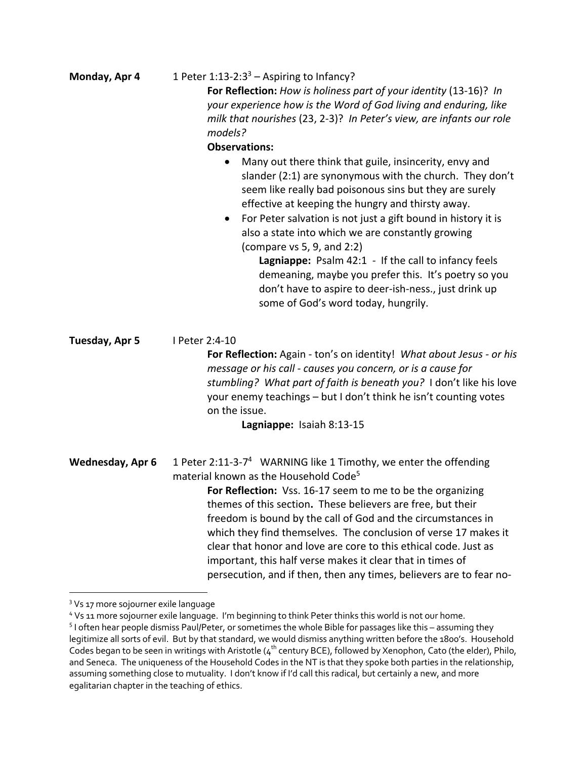**Monday, Apr 4** 1 Peter 1:13-2:3[3] – Aspiring to Infancy?

**For Reflection:** *How is holiness part of your identity* (13-16)? *In your experience how is the Word of God living and enduring, like milk that nourishes* (23, 2-3)? *In Peter's view, are infants our role models?*

**Observations:**

- Many out there think that guile, insincerity, envy and slander (2:1) are synonymous with the church. They don't seem like really bad poisonous sins but they are surely effective at keeping the hungry and thirsty away.
- For Peter salvation is not just a gift bound in history it is also a state into which we are constantly growing (compare vs 5, 9, and 2:2)

**Lagniappe:** Psalm 42:1 - If the call to infancy feels demeaning, maybe you prefer this. It's poetry so you don't have to aspire to deer-ish-ness., just drink up some of God's word today, hungrily.

**Tuesday, Apr 5** I Peter 2:4-10

**For Reflection:** Again - ton's on identity! *What about Jesus - or his message or his call - causes you concern, or is a cause for stumbling? What part of faith is beneath you?* I don't like his love your enemy teachings – but I don't think he isn't counting votes on the issue.

**Lagniappe:** Isaiah 8:13-15

**Wednesday, Apr 6** 1 Peter 2:11-3-7[4] WARNING like 1 Timothy, we enter the offending material known as the Household Code[5]

**For Reflection:** Vss. 16-17 seem to me to be the organizing themes of this section**.** These believers are free, but their freedom is bound by the call of God and the circumstances in which they find themselves. The conclusion of verse 17 makes it clear that honor and love are core to this ethical code. Just as important, this half verse makes it clear that in times of persecution, and if then, then any times, believers are to fear no-

---

[3] Vs 17 more sojourner exile language

[4] Vs 11 more sojourner exile language. I'm beginning to think Peter thinks this world is not our home.

[5] I often hear people dismiss Paul/Peter, or sometimes the whole Bible for passages like this – assuming they legitimize all sorts of evil. But by that standard, we would dismiss anything written before the 1800's. Household Codes began to be seen in writings with Aristotle (4th century BCE), followed by Xenophon, Cato (the elder), Philo, and Seneca. The uniqueness of the Household Codes in the NT is that they spoke both parties in the relationship, assuming something close to mutuality. I don't know if I'd call this radical, but certainly a new, and more egalitarian chapter in the teaching of ethics.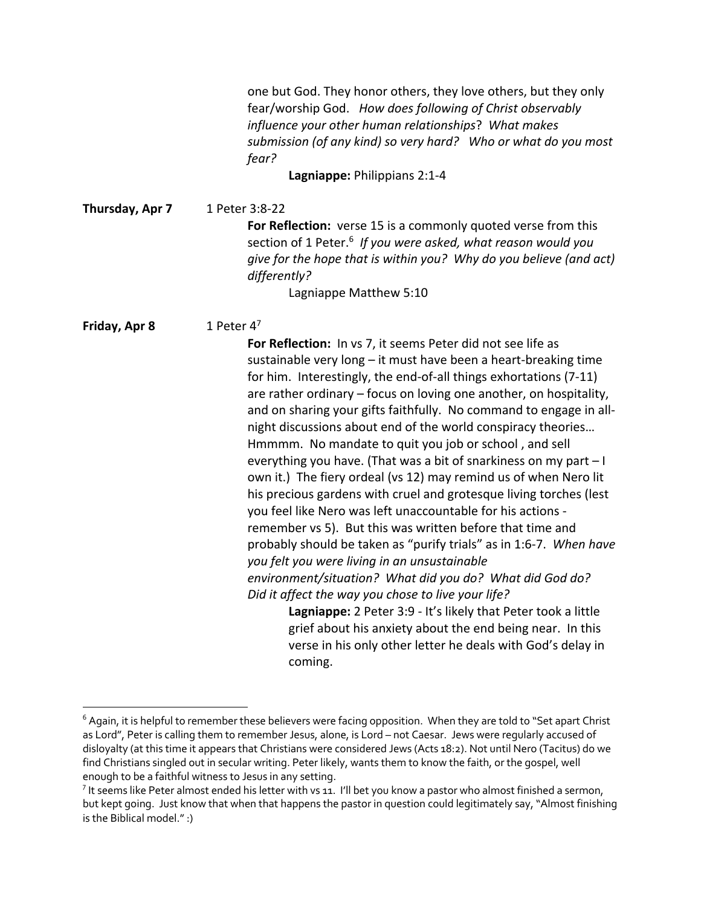one but God. They honor others, they love others, but they only fear/worship God. *How does following of Christ observably influence your other human relationships*? *What makes submission (of any kind) so very hard? Who or what do you most fear?*

**Lagniappe:** Philippians 2:1-4

**Thursday, Apr 7** 1 Peter 3:8-22

**For Reflection:** verse 15 is a commonly quoted verse from this section of 1 Peter.[6] *If you were asked, what reason would you give for the hope that is within you? Why do you believe (and act) differently?*

Lagniappe Matthew 5:10

**Friday, Apr 8** 1 Peter 4[7]

**For Reflection:** In vs 7, it seems Peter did not see life as sustainable very long – it must have been a heart-breaking time for him. Interestingly, the end-of-all things exhortations (7-11) are rather ordinary – focus on loving one another, on hospitality, and on sharing your gifts faithfully. No command to engage in all-night discussions about end of the world conspiracy theories… Hmmmm. No mandate to quit you job or school , and sell everything you have. (That was a bit of snarkiness on my part – I own it.) The fiery ordeal (vs 12) may remind us of when Nero lit his precious gardens with cruel and grotesque living torches (lest you feel like Nero was left unaccountable for his actions - remember vs 5). But this was written before that time and probably should be taken as "purify trials" as in 1:6-7. *When have you felt you were living in an unsustainable environment/situation? What did you do? What did God do? Did it affect the way you chose to live your life?*

**Lagniappe:** 2 Peter 3:9 - It's likely that Peter took a little grief about his anxiety about the end being near. In this verse in his only other letter he deals with God's delay in coming.

---

[6] Again, it is helpful to remember these believers were facing opposition. When they are told to "Set apart Christ as Lord", Peter is calling them to remember Jesus, alone, is Lord – not Caesar. Jews were regularly accused of disloyalty (at this time it appears that Christians were considered Jews (Acts 18:2). Not until Nero (Tacitus) do we find Christians singled out in secular writing. Peter likely, wants them to know the faith, or the gospel, well enough to be a faithful witness to Jesus in any setting.

[7] It seems like Peter almost ended his letter with vs 11. I'll bet you know a pastor who almost finished a sermon, but kept going. Just know that when that happens the pastor in question could legitimately say, "Almost finishing is the Biblical model." :)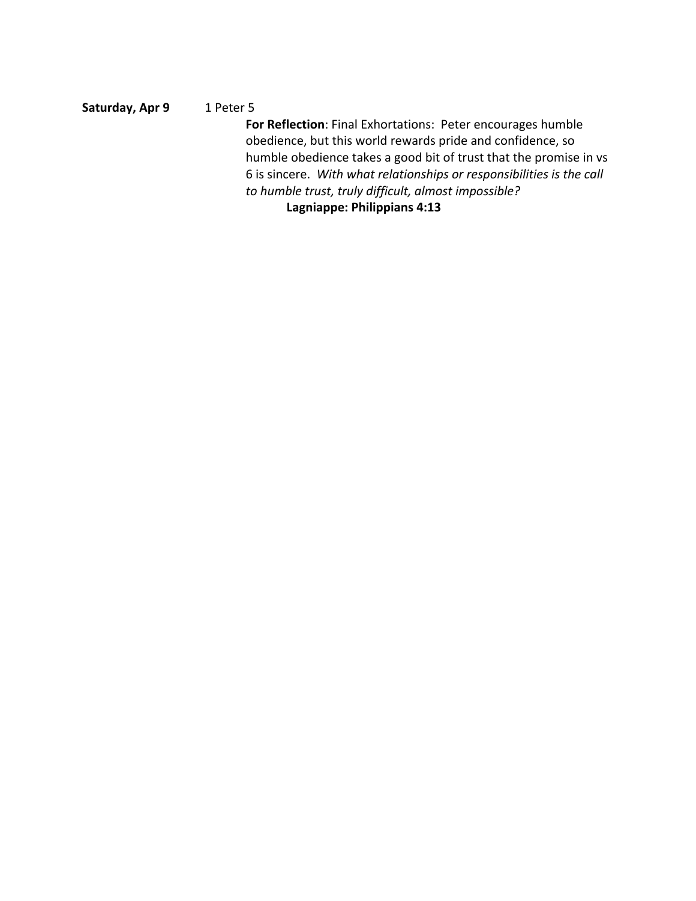**Saturday, Apr 9** 1 Peter 5

**For Reflection**: Final Exhortations: Peter encourages humble obedience, but this world rewards pride and confidence, so humble obedience takes a good bit of trust that the promise in vs 6 is sincere. *With what relationships or responsibilities is the call to humble trust, truly difficult, almost impossible?*

**Lagniappe: Philippians 4:13**